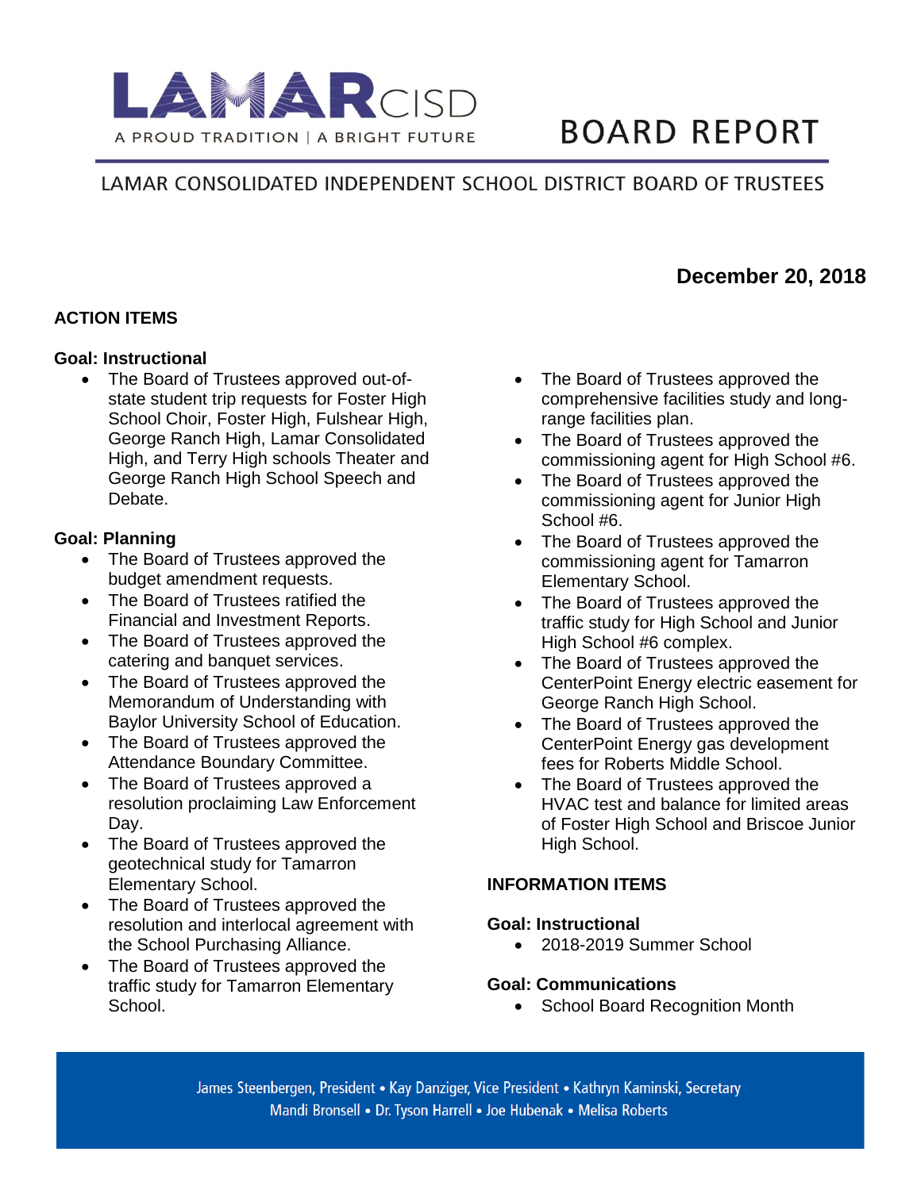# LAMAR CISD

A PROUD TRADITION | A BRIGHT FUTURE

# BOARD REPORT

LAMAR CONSOLIDATED INDEPENDENT SCHOOL DISTRICT BOARD OF TRUSTEES

**December 20, 2018**

## ACTION ITEMS

### Goal: Instructional

- The Board of Trustees approved out-of-state student trip requests for Foster High School Choir, Foster High, Fulshear High, George Ranch High, Lamar Consolidated High, and Terry High schools Theater and George Ranch High School Speech and Debate.

### Goal: Planning

- The Board of Trustees approved the budget amendment requests.
- The Board of Trustees ratified the Financial and Investment Reports.
- The Board of Trustees approved the catering and banquet services.
- The Board of Trustees approved the Memorandum of Understanding with Baylor University School of Education.
- The Board of Trustees approved the Attendance Boundary Committee.
- The Board of Trustees approved a resolution proclaiming Law Enforcement Day.
- The Board of Trustees approved the geotechnical study for Tamarron Elementary School.
- The Board of Trustees approved the resolution and interlocal agreement with the School Purchasing Alliance.
- The Board of Trustees approved the traffic study for Tamarron Elementary School.
- The Board of Trustees approved the comprehensive facilities study and long-range facilities plan.
- The Board of Trustees approved the commissioning agent for High School #6.
- The Board of Trustees approved the commissioning agent for Junior High School #6.
- The Board of Trustees approved the commissioning agent for Tamarron Elementary School.
- The Board of Trustees approved the traffic study for High School and Junior High School #6 complex.
- The Board of Trustees approved the CenterPoint Energy electric easement for George Ranch High School.
- The Board of Trustees approved the CenterPoint Energy gas development fees for Roberts Middle School.
- The Board of Trustees approved the HVAC test and balance for limited areas of Foster High School and Briscoe Junior High School.

## INFORMATION ITEMS

### Goal: Instructional

- 2018-2019 Summer School

### Goal: Communications

- School Board Recognition Month

James Steenbergen, President • Kay Danziger, Vice President • Kathryn Kaminski, Secretary
Mandi Bronsell • Dr. Tyson Harrell • Joe Hubenak • Melisa Roberts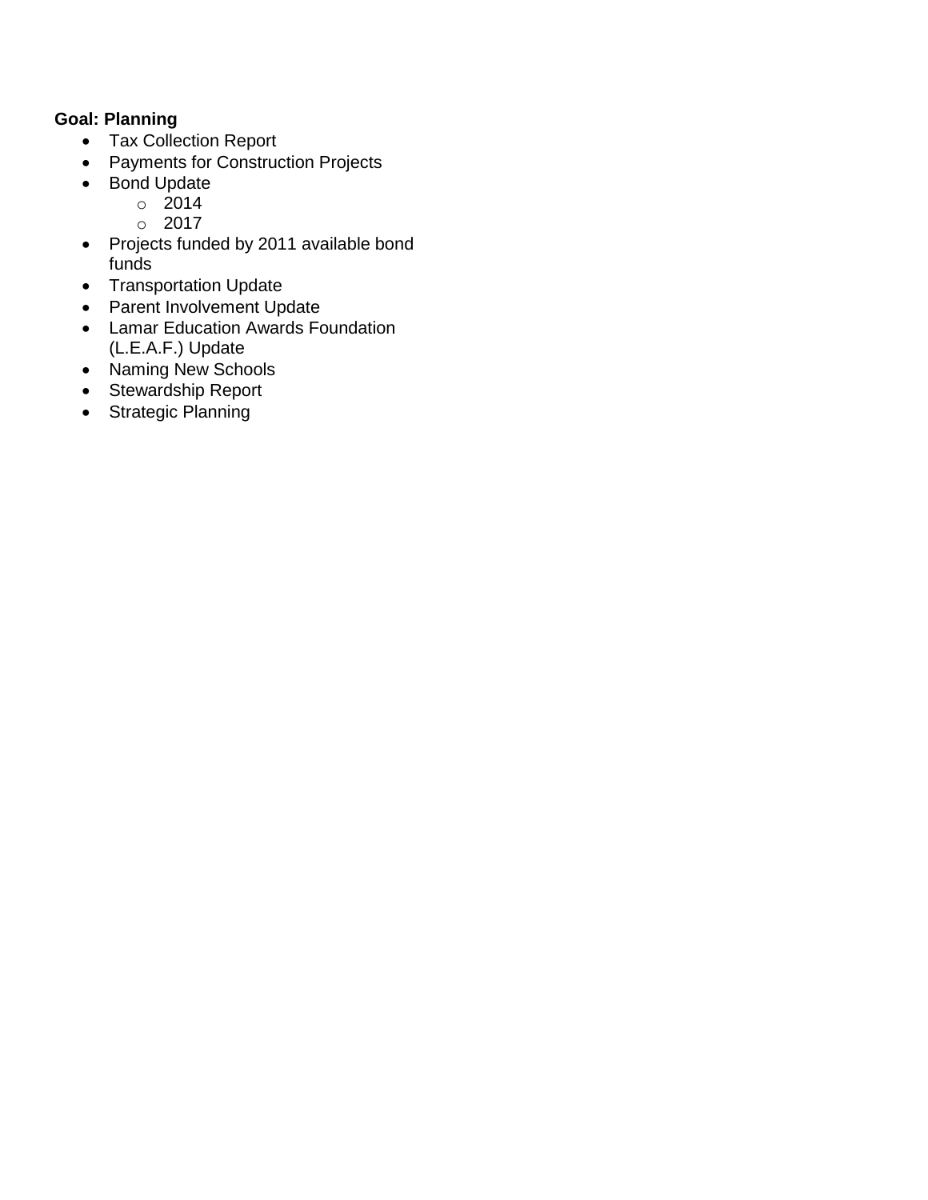**Goal: Planning**

- Tax Collection Report
- Payments for Construction Projects
- Bond Update
  - 2014
  - 2017
- Projects funded by 2011 available bond funds
- Transportation Update
- Parent Involvement Update
- Lamar Education Awards Foundation (L.E.A.F.) Update
- Naming New Schools
- Stewardship Report
- Strategic Planning